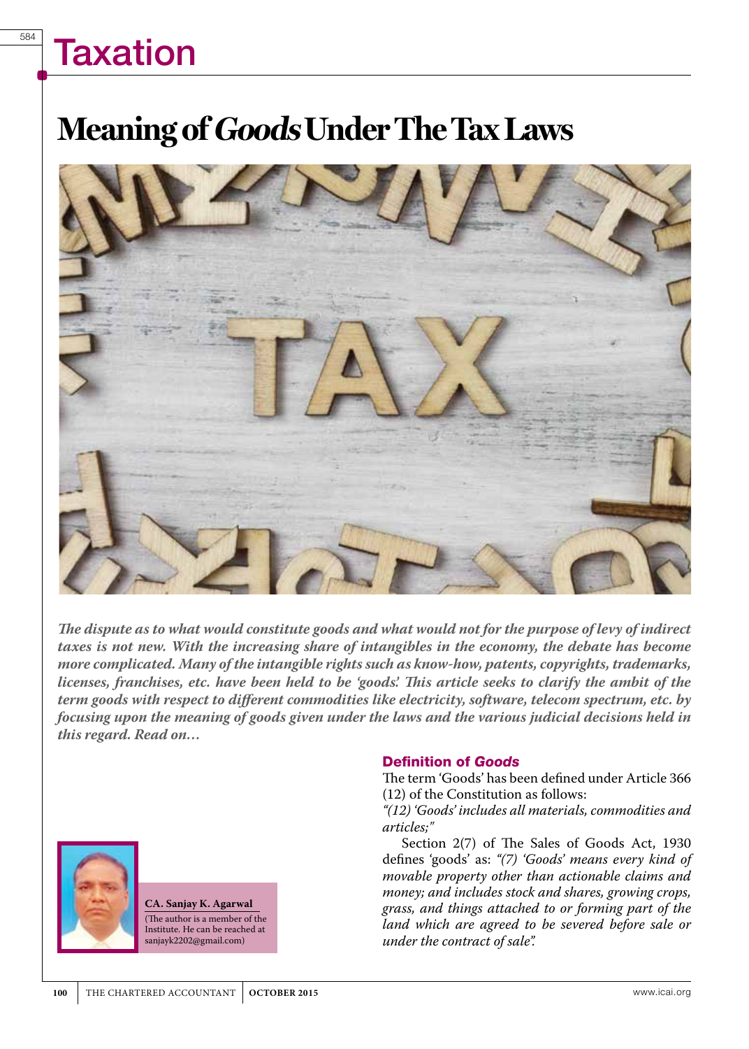# Taxation

# Meaning of *Goods* Under The Tax Laws

***The dispute as to what would constitute goods and what would not for the purpose of levy of indirect taxes is not new. With the increasing share of intangibles in the economy, the debate has become more complicated. Many of the intangible rights such as know-how, patents, copyrights, trademarks, licenses, franchises, etc. have been held to be 'goods.' This article seeks to clarify the ambit of the term goods with respect to different commodities like electricity, software, telecom spectrum, etc. by focusing upon the meaning of goods given under the laws and the various judicial decisions held in this regard. Read on…***

**CA. Sanjay K. Agarwal**
(The author is a member of the Institute. He can be reached at sanjayk2202@gmail.com)

## Definition of *Goods*

The term 'Goods' has been defined under Article 366 (12) of the Constitution as follows:

*"(12) 'Goods' includes all materials, commodities and articles;"*

Section 2(7) of The Sales of Goods Act, 1930 defines 'goods' as: *"(7) 'Goods' means every kind of movable property other than actionable claims and money; and includes stock and shares, growing crops, grass, and things attached to or forming part of the land which are agreed to be severed before sale or under the contract of sale".*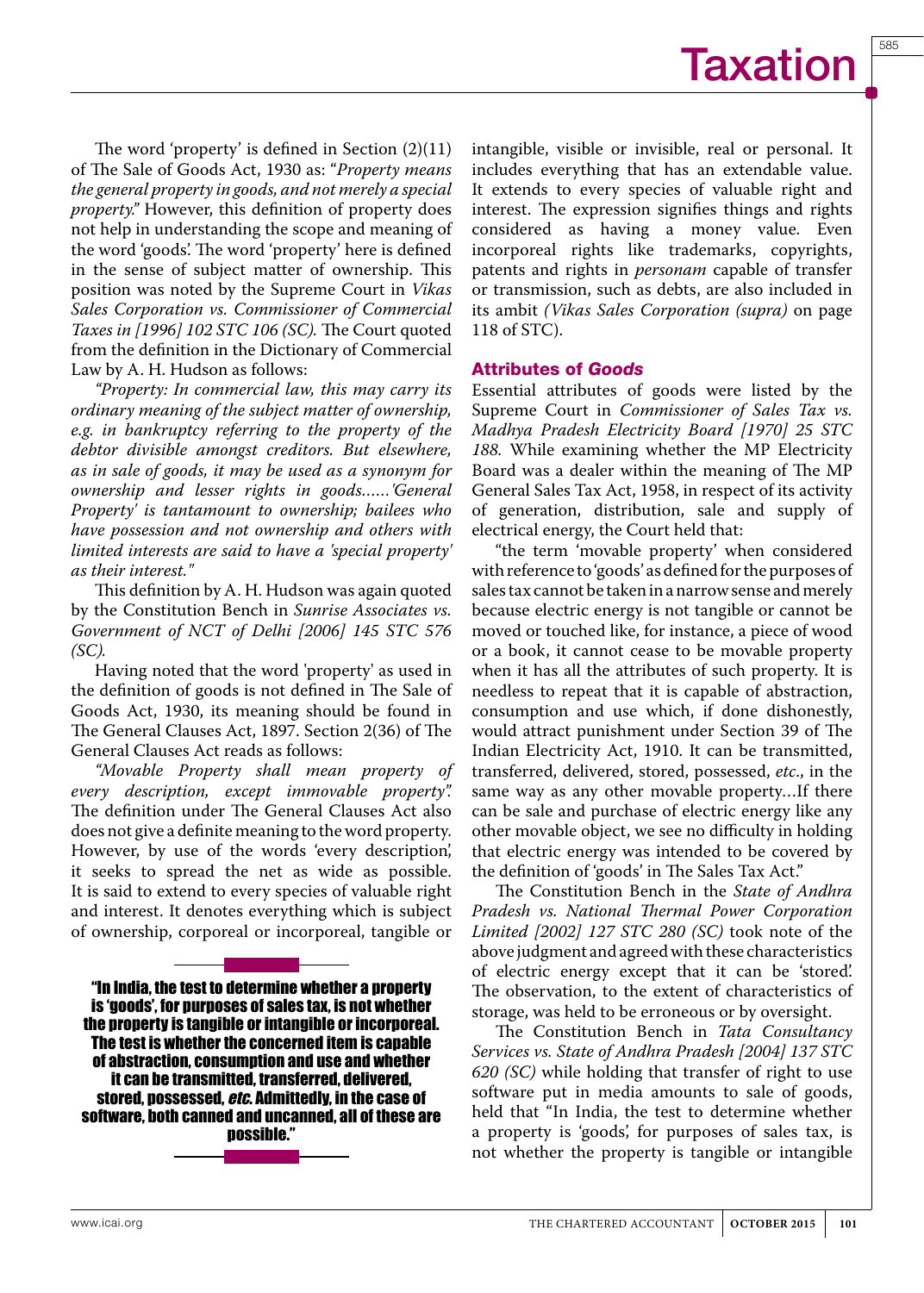The word 'property' is defined in Section (2)(11) of The Sale of Goods Act, 1930 as: "*Property means the general property in goods, and not merely a special property*." However, this definition of property does not help in understanding the scope and meaning of the word 'goods'. The word 'property' here is defined in the sense of subject matter of ownership. This position was noted by the Supreme Court in *Vikas Sales Corporation vs. Commissioner of Commercial Taxes in [1996] 102 STC 106 (SC).* The Court quoted from the definition in the Dictionary of Commercial Law by A. H. Hudson as follows:

*"Property: In commercial law, this may carry its ordinary meaning of the subject matter of ownership, e.g. in bankruptcy referring to the property of the debtor divisible amongst creditors. But elsewhere, as in sale of goods, it may be used as a synonym for ownership and lesser rights in goods……'General Property' is tantamount to ownership; bailees who have possession and not ownership and others with limited interests are said to have a 'special property' as their interest."*

This definition by A. H. Hudson was again quoted by the Constitution Bench in *Sunrise Associates vs. Government of NCT of Delhi [2006] 145 STC 576 (SC).*

Having noted that the word 'property' as used in the definition of goods is not defined in The Sale of Goods Act, 1930, its meaning should be found in The General Clauses Act, 1897. Section 2(36) of The General Clauses Act reads as follows:

*"Movable Property shall mean property of every description, except immovable property".* The definition under The General Clauses Act also does not give a definite meaning to the word property. However, by use of the words 'every description', it seeks to spread the net as wide as possible. It is said to extend to every species of valuable right and interest. It denotes everything which is subject of ownership, corporeal or incorporeal, tangible or intangible, visible or invisible, real or personal. It includes everything that has an extendable value. It extends to every species of valuable right and interest. The expression signifies things and rights considered as having a money value. Even incorporeal rights like trademarks, copyrights, patents and rights in *personam* capable of transfer or transmission, such as debts, are also included in its ambit *(Vikas Sales Corporation (supra)* on page 118 of STC).

> **"In India, the test to determine whether a property is 'goods', for purposes of sales tax, is not whether the property is tangible or intangible or incorporeal. The test is whether the concerned item is capable of abstraction, consumption and use and whether it can be transmitted, transferred, delivered, stored, possessed, *etc*. Admittedly, in the case of software, both canned and uncanned, all of these are possible."**

### Attributes of *Goods*

Essential attributes of goods were listed by the Supreme Court in *Commissioner of Sales Tax vs. Madhya Pradesh Electricity Board [1970] 25 STC 188.* While examining whether the MP Electricity Board was a dealer within the meaning of The MP General Sales Tax Act, 1958, in respect of its activity of generation, distribution, sale and supply of electrical energy, the Court held that:

"the term 'movable property' when considered with reference to 'goods' as defined for the purposes of sales tax cannot be taken in a narrow sense and merely because electric energy is not tangible or cannot be moved or touched like, for instance, a piece of wood or a book, it cannot cease to be movable property when it has all the attributes of such property. It is needless to repeat that it is capable of abstraction, consumption and use which, if done dishonestly, would attract punishment under Section 39 of The Indian Electricity Act, 1910. It can be transmitted, transferred, delivered, stored, possessed, *etc*., in the same way as any other movable property…If there can be sale and purchase of electric energy like any other movable object, we see no difficulty in holding that electric energy was intended to be covered by the definition of 'goods' in The Sales Tax Act."

The Constitution Bench in the *State of Andhra Pradesh vs. National Thermal Power Corporation Limited [2002] 127 STC 280 (SC)* took note of the above judgment and agreed with these characteristics of electric energy except that it can be 'stored'. The observation, to the extent of characteristics of storage, was held to be erroneous or by oversight.

The Constitution Bench in *Tata Consultancy Services vs. State of Andhra Pradesh [2004] 137 STC 620 (SC)* while holding that transfer of right to use software put in media amounts to sale of goods, held that "In India, the test to determine whether a property is 'goods', for purposes of sales tax, is not whether the property is tangible or intangible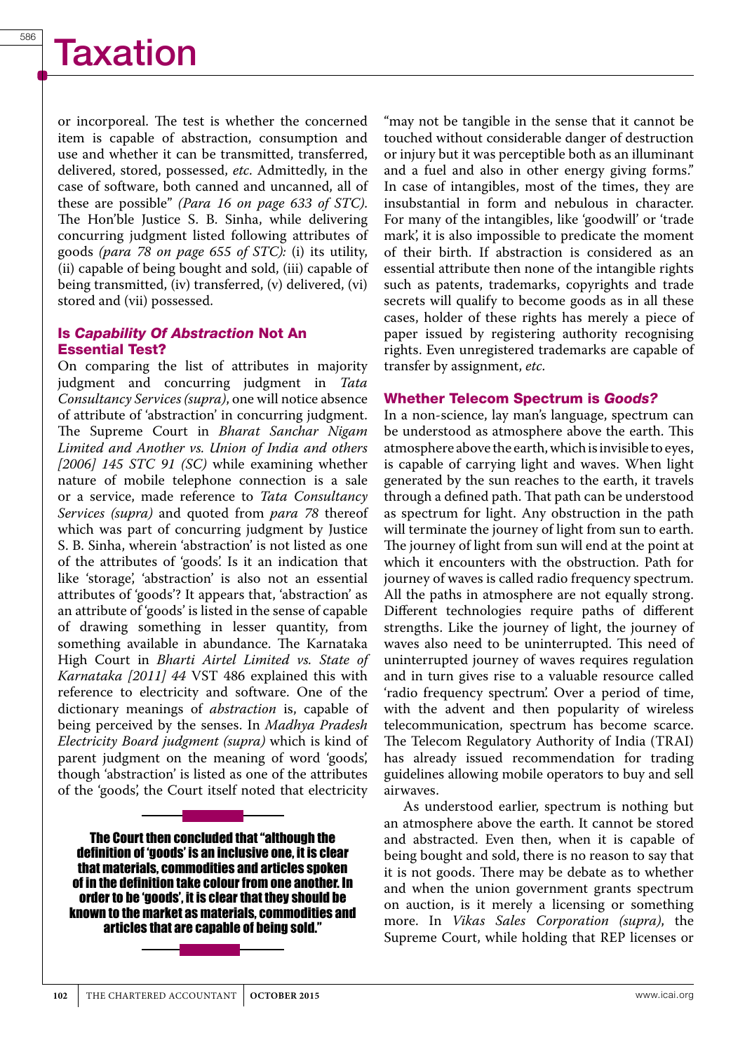or incorporeal. The test is whether the concerned item is capable of abstraction, consumption and use and whether it can be transmitted, transferred, delivered, stored, possessed, *etc*. Admittedly, in the case of software, both canned and uncanned, all of these are possible" *(Para 16 on page 633 of STC)*. The Hon'ble Justice S. B. Sinha, while delivering concurring judgment listed following attributes of goods *(para 78 on page 655 of STC):* (i) its utility, (ii) capable of being bought and sold, (iii) capable of being transmitted, (iv) transferred, (v) delivered, (vi) stored and (vii) possessed.

### Is *Capability Of Abstraction* Not An Essential Test?

On comparing the list of attributes in majority judgment and concurring judgment in *Tata Consultancy Services (supra)*, one will notice absence of attribute of 'abstraction' in concurring judgment. The Supreme Court in *Bharat Sanchar Nigam Limited and Another vs. Union of India and others [2006] 145 STC 91 (SC)* while examining whether nature of mobile telephone connection is a sale or a service, made reference to *Tata Consultancy Services (supra)* and quoted from *para 78* thereof which was part of concurring judgment by Justice S. B. Sinha, wherein 'abstraction' is not listed as one of the attributes of 'goods'. Is it an indication that like 'storage', 'abstraction' is also not an essential attributes of 'goods'? It appears that, 'abstraction' as an attribute of 'goods' is listed in the sense of capable of drawing something in lesser quantity, from something available in abundance. The Karnataka High Court in *Bharti Airtel Limited vs. State of Karnataka [2011] 44* VST 486 explained this with reference to electricity and software. One of the dictionary meanings of *abstraction* is, capable of being perceived by the senses. In *Madhya Pradesh Electricity Board judgment (supra)* which is kind of parent judgment on the meaning of word 'goods', though 'abstraction' is listed as one of the attributes of the 'goods', the Court itself noted that electricity "may not be tangible in the sense that it cannot be touched without considerable danger of destruction or injury but it was perceptible both as an illuminant and a fuel and also in other energy giving forms." In case of intangibles, most of the times, they are insubstantial in form and nebulous in character. For many of the intangibles, like 'goodwill' or 'trade mark', it is also impossible to predicate the moment of their birth. If abstraction is considered as an essential attribute then none of the intangible rights such as patents, trademarks, copyrights and trade secrets will qualify to become goods as in all these cases, holder of these rights has merely a piece of paper issued by registering authority recognising rights. Even unregistered trademarks are capable of transfer by assignment, *etc*.

> **The Court then concluded that "although the definition of 'goods' is an inclusive one, it is clear that materials, commodities and articles spoken of in the definition take colour from one another. In order to be 'goods', it is clear that they should be known to the market as materials, commodities and articles that are capable of being sold."**

### Whether Telecom Spectrum is *Goods?*

In a non-science, lay man's language, spectrum can be understood as atmosphere above the earth. This atmosphere above the earth, which is invisible to eyes, is capable of carrying light and waves. When light generated by the sun reaches to the earth, it travels through a defined path. That path can be understood as spectrum for light. Any obstruction in the path will terminate the journey of light from sun to earth. The journey of light from sun will end at the point at which it encounters with the obstruction. Path for journey of waves is called radio frequency spectrum. All the paths in atmosphere are not equally strong. Different technologies require paths of different strengths. Like the journey of light, the journey of waves also need to be uninterrupted. This need of uninterrupted journey of waves requires regulation and in turn gives rise to a valuable resource called 'radio frequency spectrum'. Over a period of time, with the advent and then popularity of wireless telecommunication, spectrum has become scarce. The Telecom Regulatory Authority of India (TRAI) has already issued recommendation for trading guidelines allowing mobile operators to buy and sell airwaves.

As understood earlier, spectrum is nothing but an atmosphere above the earth. It cannot be stored and abstracted. Even then, when it is capable of being bought and sold, there is no reason to say that it is not goods. There may be debate as to whether and when the union government grants spectrum on auction, is it merely a licensing or something more. In *Vikas Sales Corporation (supra)*, the Supreme Court, while holding that REP licenses or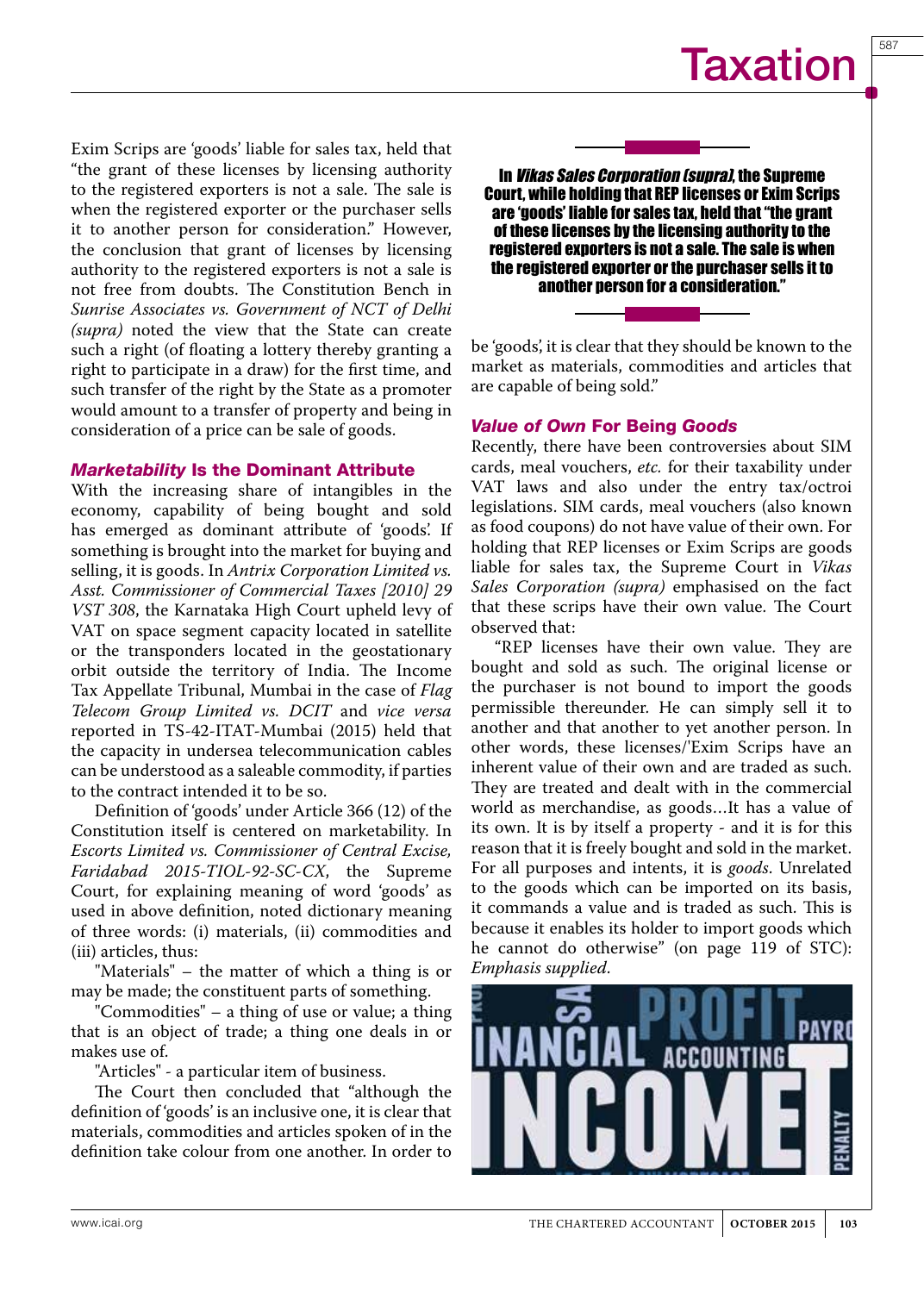Exim Scrips are 'goods' liable for sales tax, held that "the grant of these licenses by licensing authority to the registered exporters is not a sale. The sale is when the registered exporter or the purchaser sells it to another person for consideration." However, the conclusion that grant of licenses by licensing authority to the registered exporters is not a sale is not free from doubts. The Constitution Bench in *Sunrise Associates vs. Government of NCT of Delhi (supra)* noted the view that the State can create such a right (of floating a lottery thereby granting a right to participate in a draw) for the first time, and such transfer of the right by the State as a promoter would amount to a transfer of property and being in consideration of a price can be sale of goods.

### *Marketability* Is the Dominant Attribute

With the increasing share of intangibles in the economy, capability of being bought and sold has emerged as dominant attribute of 'goods'. If something is brought into the market for buying and selling, it is goods. In *Antrix Corporation Limited vs. Asst. Commissioner of Commercial Taxes [2010] 29 VST 308*, the Karnataka High Court upheld levy of VAT on space segment capacity located in satellite or the transponders located in the geostationary orbit outside the territory of India. The Income Tax Appellate Tribunal, Mumbai in the case of *Flag Telecom Group Limited vs. DCIT* and *vice versa* reported in TS-42-ITAT-Mumbai (2015) held that the capacity in undersea telecommunication cables can be understood as a saleable commodity, if parties to the contract intended it to be so.

Definition of 'goods' under Article 366 (12) of the Constitution itself is centered on marketability. In *Escorts Limited vs. Commissioner of Central Excise, Faridabad 2015-TIOL-92-SC-CX*, the Supreme Court, for explaining meaning of word 'goods' as used in above definition, noted dictionary meaning of three words: (i) materials, (ii) commodities and (iii) articles, thus:

"Materials" – the matter of which a thing is or may be made; the constituent parts of something.

"Commodities" – a thing of use or value; a thing that is an object of trade; a thing one deals in or makes use of.

"Articles" - a particular item of business.

The Court then concluded that "although the definition of 'goods' is an inclusive one, it is clear that materials, commodities and articles spoken of in the definition take colour from one another. In order to be 'goods', it is clear that they should be known to the market as materials, commodities and articles that are capable of being sold."

> **In *Vikas Sales Corporation (supra)*, the Supreme Court, while holding that REP licenses or Exim Scrips are 'goods' liable for sales tax, held that "the grant of these licenses by the licensing authority to the registered exporters is not a sale. The sale is when the registered exporter or the purchaser sells it to another person for a consideration."**

### *Value of Own* For Being *Goods*

Recently, there have been controversies about SIM cards, meal vouchers, *etc.* for their taxability under VAT laws and also under the entry tax/octroi legislations. SIM cards, meal vouchers (also known as food coupons) do not have value of their own. For holding that REP licenses or Exim Scrips are goods liable for sales tax, the Supreme Court in *Vikas Sales Corporation (supra)* emphasised on the fact that these scrips have their own value. The Court observed that:

"REP licenses have their own value. They are bought and sold as such. The original license or the purchaser is not bound to import the goods permissible thereunder. He can simply sell it to another and that another to yet another person. In other words, these licenses/'Exim Scrips have an inherent value of their own and are traded as such. They are treated and dealt with in the commercial world as merchandise, as goods…It has a value of its own. It is by itself a property - and it is for this reason that it is freely bought and sold in the market. For all purposes and intents, it is *goods*. Unrelated to the goods which can be imported on its basis, it commands a value and is traded as such. This is because it enables its holder to import goods which he cannot do otherwise" (on page 119 of STC): *Emphasis supplied*.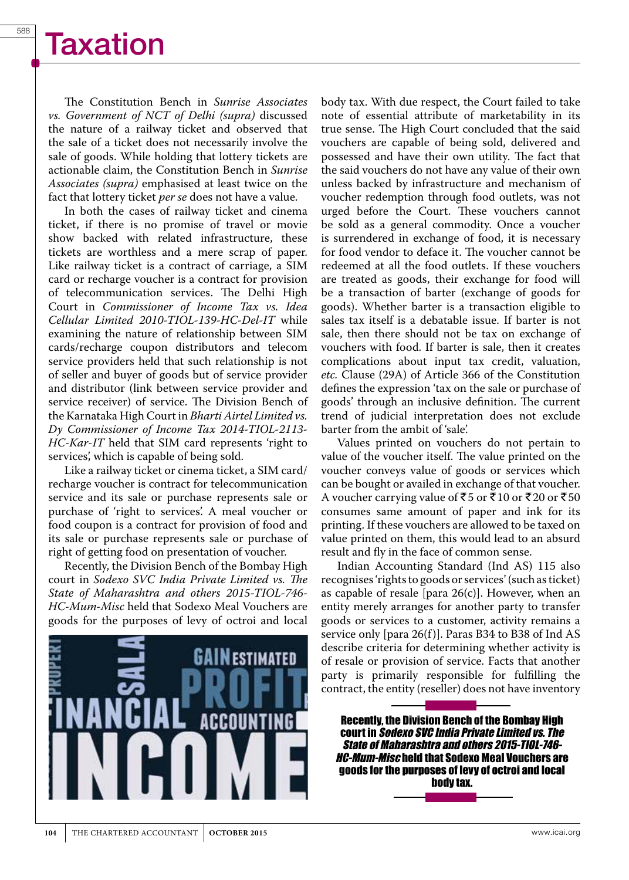The Constitution Bench in *Sunrise Associates vs. Government of NCT of Delhi (supra)* discussed the nature of a railway ticket and observed that the sale of a ticket does not necessarily involve the sale of goods. While holding that lottery tickets are actionable claim, the Constitution Bench in *Sunrise Associates (supra)* emphasised at least twice on the fact that lottery ticket *per se* does not have a value.

In both the cases of railway ticket and cinema ticket, if there is no promise of travel or movie show backed with related infrastructure, these tickets are worthless and a mere scrap of paper. Like railway ticket is a contract of carriage, a SIM card or recharge voucher is a contract for provision of telecommunication services. The Delhi High Court in *Commissioner of Income Tax vs. Idea Cellular Limited 2010-TIOL-139-HC-Del-IT* while examining the nature of relationship between SIM cards/recharge coupon distributors and telecom service providers held that such relationship is not of seller and buyer of goods but of service provider and distributor (link between service provider and service receiver) of service. The Division Bench of the Karnataka High Court in *Bharti Airtel Limited vs. Dy Commissioner of Income Tax 2014-TIOL-2113-HC-Kar-IT* held that SIM card represents 'right to services', which is capable of being sold.

Like a railway ticket or cinema ticket, a SIM card/recharge voucher is contract for telecommunication service and its sale or purchase represents sale or purchase of 'right to services'. A meal voucher or food coupon is a contract for provision of food and its sale or purchase represents sale or purchase of right of getting food on presentation of voucher.

Recently, the Division Bench of the Bombay High court in *Sodexo SVC India Private Limited vs. The State of Maharashtra and others 2015-TIOL-746-HC-Mum-Misc* held that Sodexo Meal Vouchers are goods for the purposes of levy of octroi and local body tax. With due respect, the Court failed to take note of essential attribute of marketability in its true sense. The High Court concluded that the said vouchers are capable of being sold, delivered and possessed and have their own utility. The fact that the said vouchers do not have any value of their own unless backed by infrastructure and mechanism of voucher redemption through food outlets, was not urged before the Court. These vouchers cannot be sold as a general commodity. Once a voucher is surrendered in exchange of food, it is necessary for food vendor to deface it. The voucher cannot be redeemed at all the food outlets. If these vouchers are treated as goods, their exchange for food will be a transaction of barter (exchange of goods for goods). Whether barter is a transaction eligible to sales tax itself is a debatable issue. If barter is not sale, then there should not be tax on exchange of vouchers with food. If barter is sale, then it creates complications about input tax credit, valuation, *etc.* Clause (29A) of Article 366 of the Constitution defines the expression 'tax on the sale or purchase of goods' through an inclusive definition. The current trend of judicial interpretation does not exclude barter from the ambit of 'sale'.

Values printed on vouchers do not pertain to value of the voucher itself. The value printed on the voucher conveys value of goods or services which can be bought or availed in exchange of that voucher. A voucher carrying value of ₹5 or ₹10 or ₹20 or ₹50 consumes same amount of paper and ink for its printing. If these vouchers are allowed to be taxed on value printed on them, this would lead to an absurd result and fly in the face of common sense.

Indian Accounting Standard (Ind AS) 115 also recognises 'rights to goods or services' (such as ticket) as capable of resale [para 26(c)]. However, when an entity merely arranges for another party to transfer goods or services to a customer, activity remains a service only [para 26(f)]. Paras B34 to B38 of Ind AS describe criteria for determining whether activity is of resale or provision of service. Facts that another party is primarily responsible for fulfilling the contract, the entity (reseller) does not have inventory

**Recently, the Division Bench of the Bombay High court in *Sodexo SVC India Private Limited vs. The State of Maharashtra and others 2015-TIOL-746-HC-Mum-Misc* held that Sodexo Meal Vouchers are goods for the purposes of levy of octroi and local body tax.**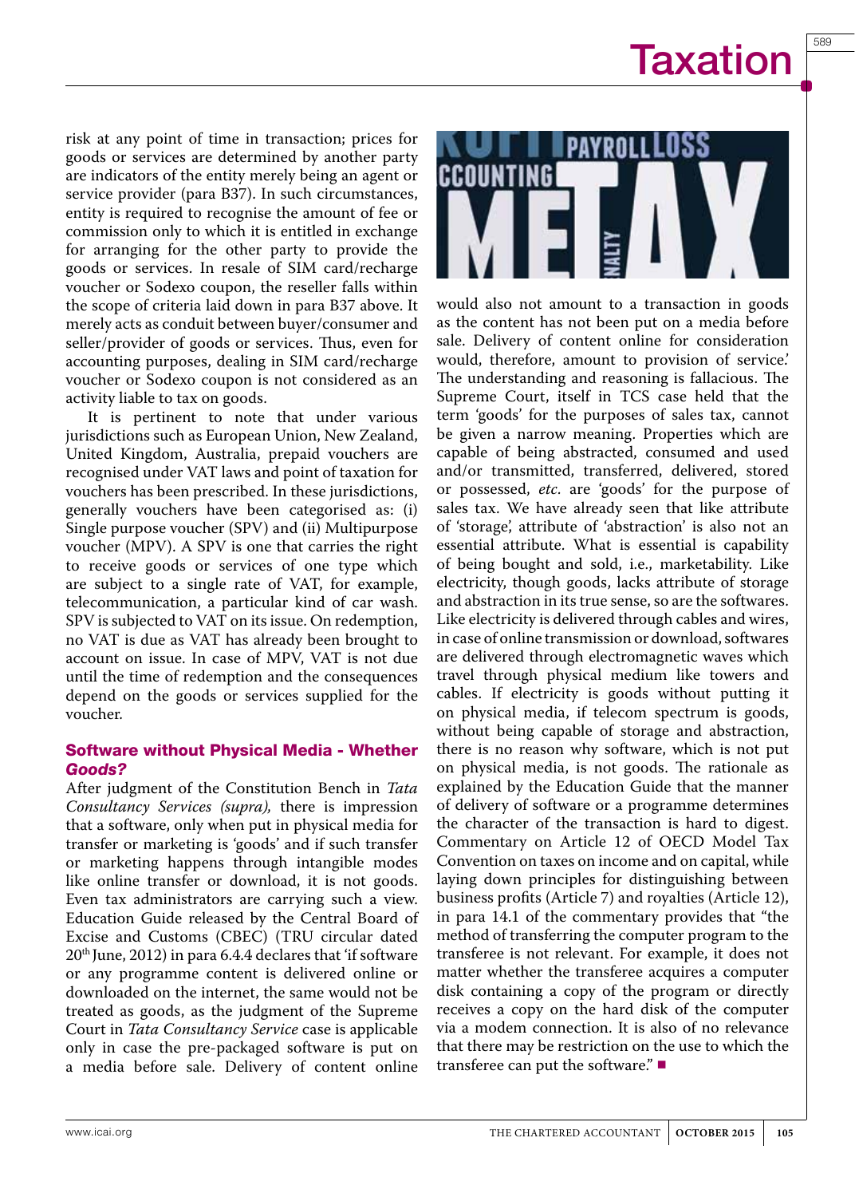risk at any point of time in transaction; prices for goods or services are determined by another party are indicators of the entity merely being an agent or service provider (para B37). In such circumstances, entity is required to recognise the amount of fee or commission only to which it is entitled in exchange for arranging for the other party to provide the goods or services. In resale of SIM card/recharge voucher or Sodexo coupon, the reseller falls within the scope of criteria laid down in para B37 above. It merely acts as conduit between buyer/consumer and seller/provider of goods or services. Thus, even for accounting purposes, dealing in SIM card/recharge voucher or Sodexo coupon is not considered as an activity liable to tax on goods.

It is pertinent to note that under various jurisdictions such as European Union, New Zealand, United Kingdom, Australia, prepaid vouchers are recognised under VAT laws and point of taxation for vouchers has been prescribed. In these jurisdictions, generally vouchers have been categorised as: (i) Single purpose voucher (SPV) and (ii) Multipurpose voucher (MPV). A SPV is one that carries the right to receive goods or services of one type which are subject to a single rate of VAT, for example, telecommunication, a particular kind of car wash. SPV is subjected to VAT on its issue. On redemption, no VAT is due as VAT has already been brought to account on issue. In case of MPV, VAT is not due until the time of redemption and the consequences depend on the goods or services supplied for the voucher.

### Software without Physical Media - Whether *Goods?*

After judgment of the Constitution Bench in *Tata Consultancy Services (supra),* there is impression that a software, only when put in physical media for transfer or marketing is 'goods' and if such transfer or marketing happens through intangible modes like online transfer or download, it is not goods. Even tax administrators are carrying such a view. Education Guide released by the Central Board of Excise and Customs (CBEC) (TRU circular dated 20th June, 2012) in para 6.4.4 declares that 'if software or any programme content is delivered online or downloaded on the internet, the same would not be treated as goods, as the judgment of the Supreme Court in *Tata Consultancy Service* case is applicable only in case the pre-packaged software is put on a media before sale. Delivery of content online would also not amount to a transaction in goods as the content has not been put on a media before sale. Delivery of content online for consideration would, therefore, amount to provision of service.' The understanding and reasoning is fallacious. The Supreme Court, itself in TCS case held that the term 'goods' for the purposes of sales tax, cannot be given a narrow meaning. Properties which are capable of being abstracted, consumed and used and/or transmitted, transferred, delivered, stored or possessed, *etc.* are 'goods' for the purpose of sales tax. We have already seen that like attribute of 'storage', attribute of 'abstraction' is also not an essential attribute. What is essential is capability of being bought and sold, i.e., marketability. Like electricity, though goods, lacks attribute of storage and abstraction in its true sense, so are the softwares. Like electricity is delivered through cables and wires, in case of online transmission or download, softwares are delivered through electromagnetic waves which travel through physical medium like towers and cables. If electricity is goods without putting it on physical media, if telecom spectrum is goods, without being capable of storage and abstraction, there is no reason why software, which is not put on physical media, is not goods. The rationale as explained by the Education Guide that the manner of delivery of software or a programme determines the character of the transaction is hard to digest. Commentary on Article 12 of OECD Model Tax Convention on taxes on income and on capital, while laying down principles for distinguishing between business profits (Article 7) and royalties (Article 12), in para 14.1 of the commentary provides that "the method of transferring the computer program to the transferee is not relevant. For example, it does not matter whether the transferee acquires a computer disk containing a copy of the program or directly receives a copy on the hard disk of the computer via a modem connection. It is also of no relevance that there may be restriction on the use to which the transferee can put the software." ■